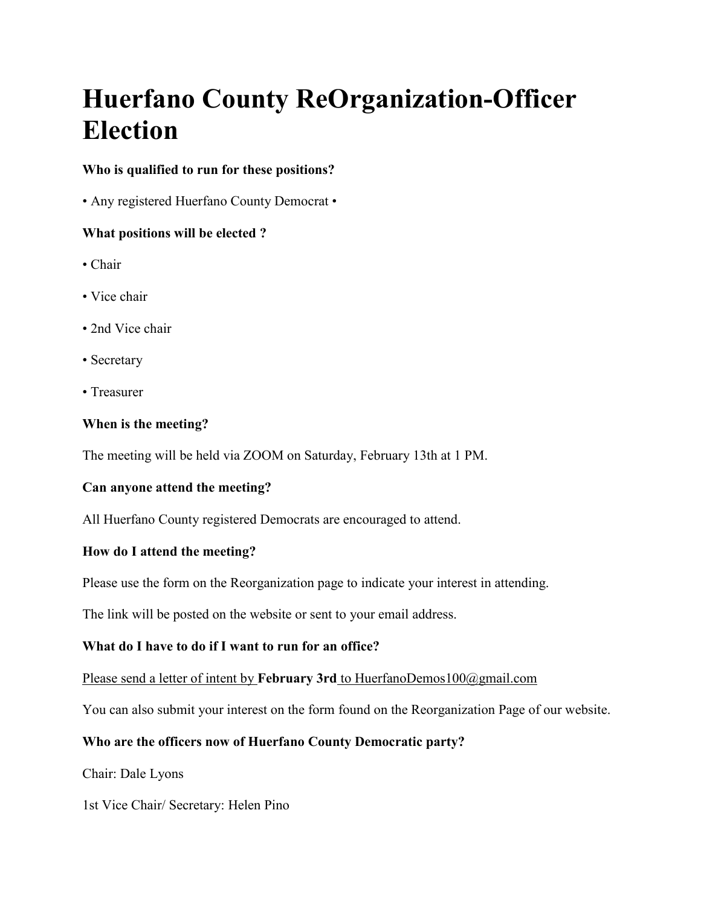# Huerfano County ReOrganization-Officer Election

**Who is qualified to run for these positions?**

• Any registered Huerfano County Democrat •

**What positions will be elected ?**

• Chair

• Vice chair

• 2nd Vice chair

• Secretary

• Treasurer

**When is the meeting?**

The meeting will be held via ZOOM on Saturday, February 13th at 1 PM.

**Can anyone attend the meeting?**

All Huerfano County registered Democrats are encouraged to attend.

**How do I attend the meeting?**

Please use the form on the Reorganization page to indicate your interest in attending.

The link will be posted on the website or sent to your email address.

**What do I have to do if I want to run for an office?**

Please send a letter of intent by **February 3rd** to HuerfanoDemos100@gmail.com

You can also submit your interest on the form found on the Reorganization Page of our website.

**Who are the officers now of Huerfano County Democratic party?**

Chair: Dale Lyons

1st Vice Chair/ Secretary: Helen Pino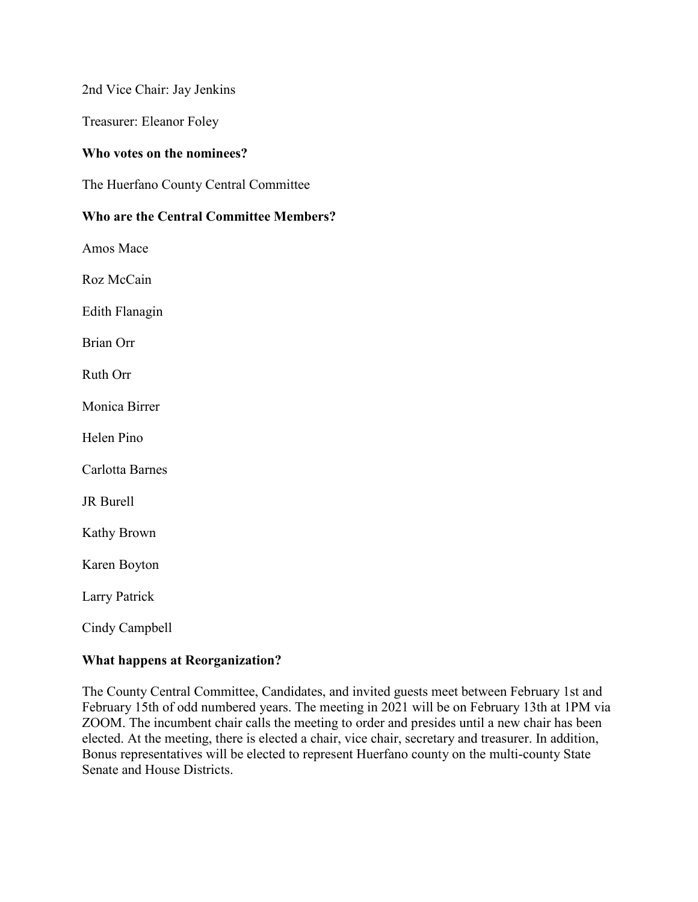2nd Vice Chair: Jay Jenkins

Treasurer: Eleanor Foley

**Who votes on the nominees?**

The Huerfano County Central Committee

**Who are the Central Committee Members?**

Amos Mace

Roz McCain

Edith Flanagin

Brian Orr

Ruth Orr

Monica Birrer

Helen Pino

Carlotta Barnes

JR Burell

Kathy Brown

Karen Boyton

Larry Patrick

Cindy Campbell

**What happens at Reorganization?**

The County Central Committee, Candidates, and invited guests meet between February 1st and February 15th of odd numbered years. The meeting in 2021 will be on February 13th at 1PM via ZOOM. The incumbent chair calls the meeting to order and presides until a new chair has been elected. At the meeting, there is elected a chair, vice chair, secretary and treasurer. In addition, Bonus representatives will be elected to represent Huerfano county on the multi-county State Senate and House Districts.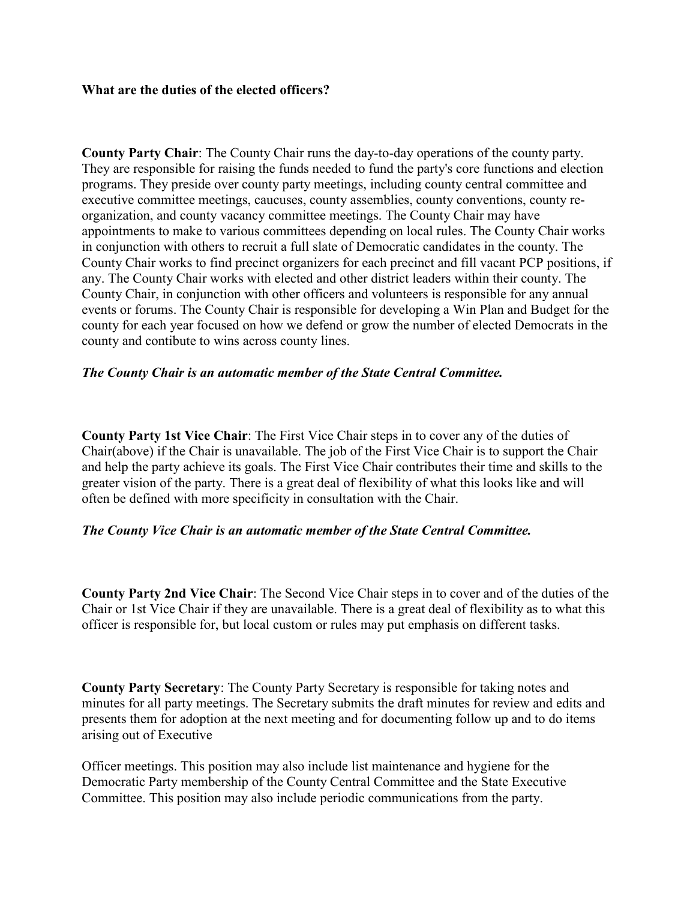**What are the duties of the elected officers?**

**County Party Chair**: The County Chair runs the day-to-day operations of the county party. They are responsible for raising the funds needed to fund the party's core functions and election programs. They preside over county party meetings, including county central committee and executive committee meetings, caucuses, county assemblies, county conventions, county re-organization, and county vacancy committee meetings. The County Chair may have appointments to make to various committees depending on local rules. The County Chair works in conjunction with others to recruit a full slate of Democratic candidates in the county. The County Chair works to find precinct organizers for each precinct and fill vacant PCP positions, if any. The County Chair works with elected and other district leaders within their county. The County Chair, in conjunction with other officers and volunteers is responsible for any annual events or forums. The County Chair is responsible for developing a Win Plan and Budget for the county for each year focused on how we defend or grow the number of elected Democrats in the county and contibute to wins across county lines.

***The County Chair is an automatic member of the State Central Committee.***

**County Party 1st Vice Chair**: The First Vice Chair steps in to cover any of the duties of Chair(above) if the Chair is unavailable. The job of the First Vice Chair is to support the Chair and help the party achieve its goals. The First Vice Chair contributes their time and skills to the greater vision of the party. There is a great deal of flexibility of what this looks like and will often be defined with more specificity in consultation with the Chair.

***The County Vice Chair is an automatic member of the State Central Committee.***

**County Party 2nd Vice Chair**: The Second Vice Chair steps in to cover and of the duties of the Chair or 1st Vice Chair if they are unavailable. There is a great deal of flexibility as to what this officer is responsible for, but local custom or rules may put emphasis on different tasks.

**County Party Secretary**: The County Party Secretary is responsible for taking notes and minutes for all party meetings. The Secretary submits the draft minutes for review and edits and presents them for adoption at the next meeting and for documenting follow up and to do items arising out of Executive

Officer meetings. This position may also include list maintenance and hygiene for the Democratic Party membership of the County Central Committee and the State Executive Committee. This position may also include periodic communications from the party.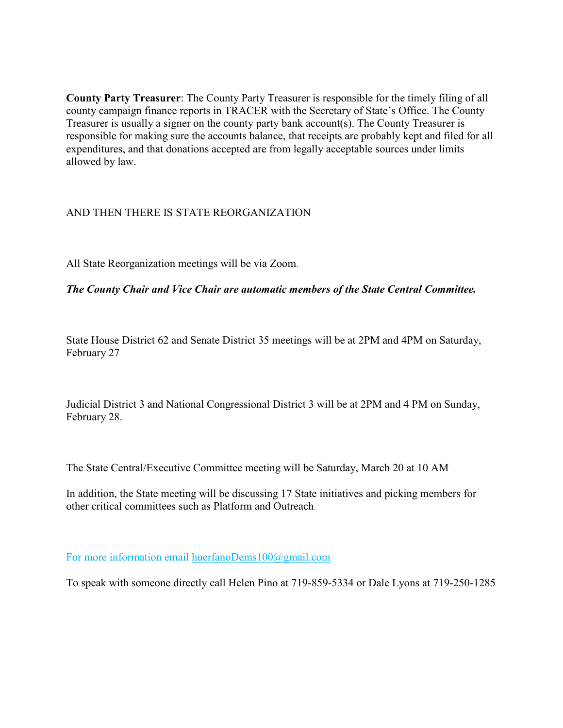**County Party Treasurer**: The County Party Treasurer is responsible for the timely filing of all county campaign finance reports in TRACER with the Secretary of State's Office. The County Treasurer is usually a signer on the county party bank account(s). The County Treasurer is responsible for making sure the accounts balance, that receipts are probably kept and filed for all expenditures, and that donations accepted are from legally acceptable sources under limits allowed by law.

AND THEN THERE IS STATE REORGANIZATION

All State Reorganization meetings will be via Zoom.

***The County Chair and Vice Chair are automatic members of the State Central Committee.***

State House District 62 and Senate District 35 meetings will be at 2PM and 4PM on Saturday, February 27

Judicial District 3 and National Congressional District 3 will be at 2PM and 4 PM on Sunday, February 28.

The State Central/Executive Committee meeting will be Saturday, March 20 at 10 AM

In addition, the State meeting will be discussing 17 State initiatives and picking members for other critical committees such as Platform and Outreach.

For more information email huerfanoDems100@gmail.com

To speak with someone directly call Helen Pino at 719-859-5334 or Dale Lyons at 719-250-1285